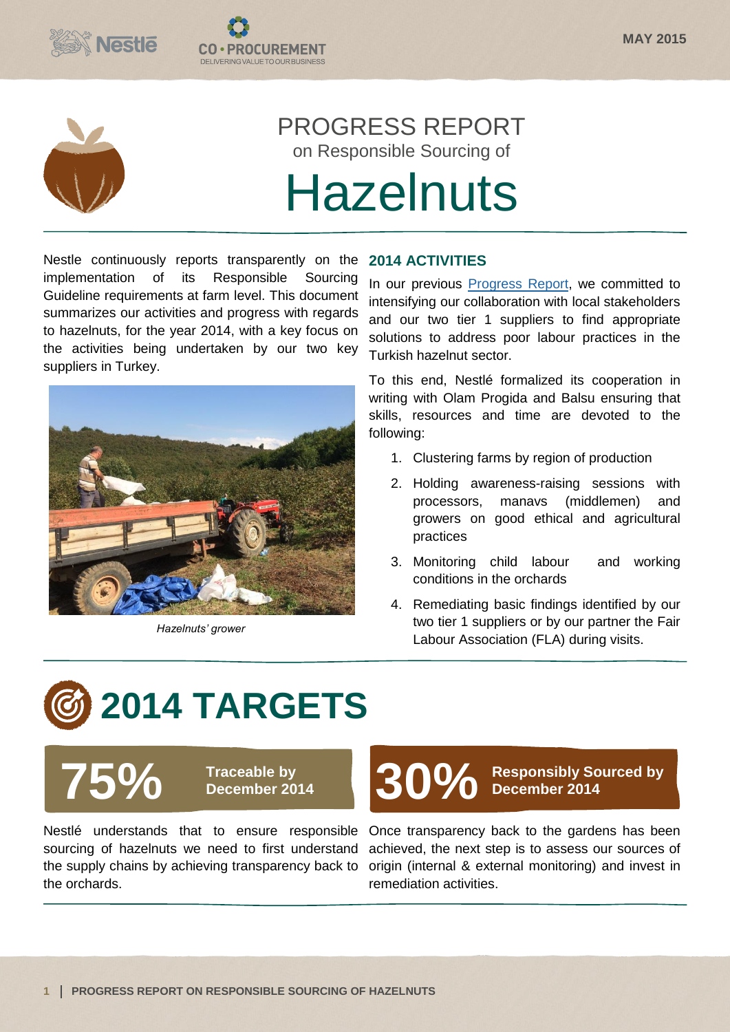# PROGRESS REPORT

on Responsible Sourcing of

# Hazelnuts

Nestle continuously reports transparently on the implementation of its Responsible Sourcing Guideline requirements at farm level. This document summarizes our activities and progress with regards to hazelnuts, for the year 2014, with a key focus on the activities being undertaken by our two key suppliers in Turkey.

*Hazelnuts' grower*

## 2014 ACTIVITIES

In our previous Progress Report, we committed to intensifying our collaboration with local stakeholders and our two tier 1 suppliers to find appropriate solutions to address poor labour practices in the Turkish hazelnut sector.

To this end, Nestlé formalized its cooperation in writing with Olam Progida and Balsu ensuring that skills, resources and time are devoted to the following:

1. Clustering farms by region of production
2. Holding awareness-raising sessions with processors, manavs (middlemen) and growers on good ethical and agricultural practices
3. Monitoring child labour and working conditions in the orchards
4. Remediating basic findings identified by our two tier 1 suppliers or by our partner the Fair Labour Association (FLA) during visits.

# 2014 TARGETS

**75%** **Traceable by December 2014**

Nestlé understands that to ensure responsible sourcing of hazelnuts we need to first understand the supply chains by achieving transparency back to the orchards.

**30%** **Responsibly Sourced by December 2014**

Once transparency back to the gardens has been achieved, the next step is to assess our sources of origin (internal & external monitoring) and invest in remediation activities.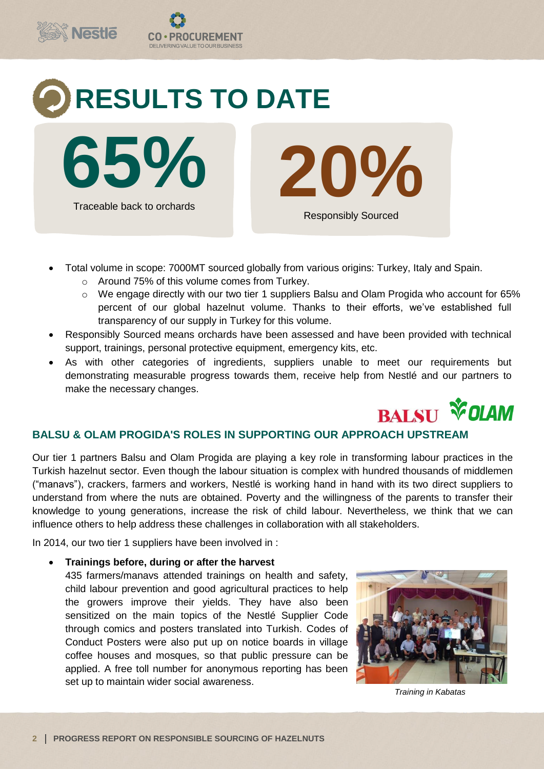# RESULTS TO DATE

**65%**
Traceable back to orchards

**20%**
Responsibly Sourced

- Total volume in scope: 7000MT sourced globally from various origins: Turkey, Italy and Spain.
  - Around 75% of this volume comes from Turkey.
  - We engage directly with our two tier 1 suppliers Balsu and Olam Progida who account for 65% percent of our global hazelnut volume. Thanks to their efforts, we've established full transparency of our supply in Turkey for this volume.
- Responsibly Sourced means orchards have been assessed and have been provided with technical support, trainings, personal protective equipment, emergency kits, etc.
- As with other categories of ingredients, suppliers unable to meet our requirements but demonstrating measurable progress towards them, receive help from Nestlé and our partners to make the necessary changes.

## BALSU & OLAM PROGIDA'S ROLES IN SUPPORTING OUR APPROACH UPSTREAM

Our tier 1 partners Balsu and Olam Progida are playing a key role in transforming labour practices in the Turkish hazelnut sector. Even though the labour situation is complex with hundred thousands of middlemen ("manavs"), crackers, farmers and workers, Nestlé is working hand in hand with its two direct suppliers to understand from where the nuts are obtained. Poverty and the willingness of the parents to transfer their knowledge to young generations, increase the risk of child labour. Nevertheless, we think that we can influence others to help address these challenges in collaboration with all stakeholders.

In 2014, our two tier 1 suppliers have been involved in :

- **Trainings before, during or after the harvest**
  435 farmers/manavs attended trainings on health and safety, child labour prevention and good agricultural practices to help the growers improve their yields. They have also been sensitized on the main topics of the Nestlé Supplier Code through comics and posters translated into Turkish. Codes of Conduct Posters were also put up on notice boards in village coffee houses and mosques, so that public pressure can be applied. A free toll number for anonymous reporting has been set up to maintain wider social awareness.

*Training in Kabatas*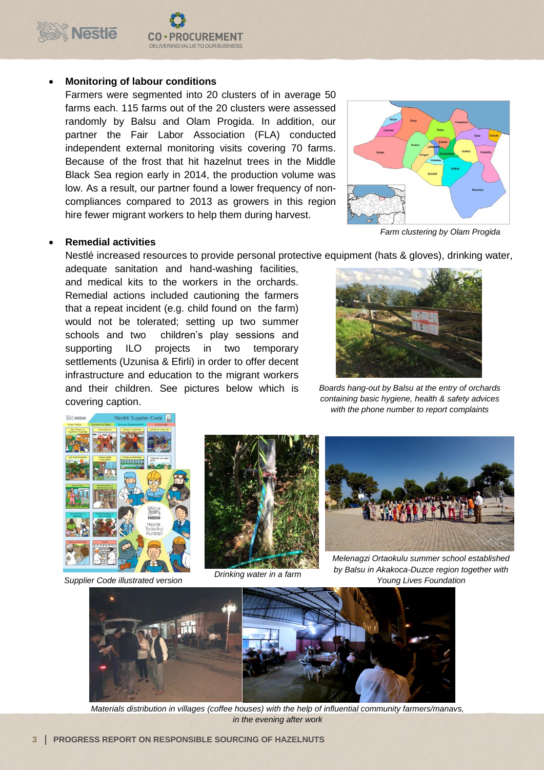- **Monitoring of labour conditions**

  Farmers were segmented into 20 clusters of in average 50 farms each. 115 farms out of the 20 clusters were assessed randomly by Balsu and Olam Progida. In addition, our partner the Fair Labor Association (FLA) conducted independent external monitoring visits covering 70 farms. Because of the frost that hit hazelnut trees in the Middle Black Sea region early in 2014, the production volume was low. As a result, our partner found a lower frequency of non-compliances compared to 2013 as growers in this region hire fewer migrant workers to help them during harvest.

*Farm clustering by Olam Progida*

- **Remedial activities**

  Nestlé increased resources to provide personal protective equipment (hats & gloves), drinking water, adequate sanitation and hand-washing facilities, and medical kits to the workers in the orchards. Remedial actions included cautioning the farmers that a repeat incident (e.g. child found on the farm) would not be tolerated; setting up two summer schools and two children's play sessions and supporting ILO projects in two temporary settlements (Uzunisa & Efirli) in order to offer decent infrastructure and education to the migrant workers and their children. See pictures below which is covering caption.

*Boards hang-out by Balsu at the entry of orchards containing basic hygiene, health & safety advices with the phone number to report complaints*

*Supplier Code illustrated version*

*Drinking water in a farm*

*Melenagzi Ortaokulu summer school established by Balsu in Akakoca-Duzce region together with Young Lives Foundation*

*Materials distribution in villages (coffee houses) with the help of influential community farmers/manavs, in the evening after work*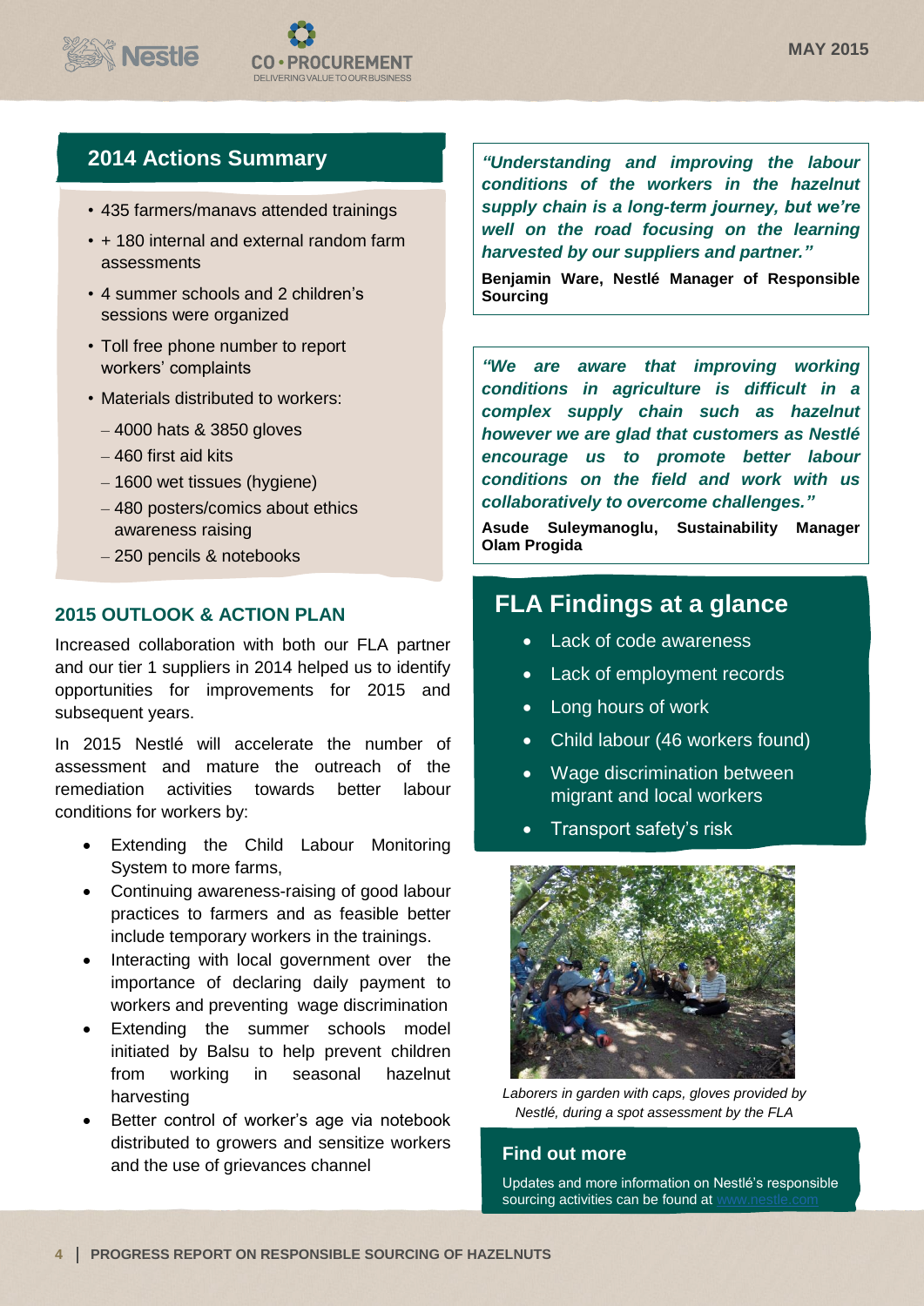## 2014 Actions Summary

- 435 farmers/manavs attended trainings
- + 180 internal and external random farm assessments
- 4 summer schools and 2 children's sessions were organized
- Toll free phone number to report workers' complaints
- Materials distributed to workers:
  - 4000 hats & 3850 gloves
  - 460 first aid kits
  - 1600 wet tissues (hygiene)
  - 480 posters/comics about ethics awareness raising
  - 250 pencils & notebooks

### 2015 OUTLOOK & ACTION PLAN

Increased collaboration with both our FLA partner and our tier 1 suppliers in 2014 helped us to identify opportunities for improvements for 2015 and subsequent years.

In 2015 Nestlé will accelerate the number of assessment and mature the outreach of the remediation activities towards better labour conditions for workers by:

- Extending the Child Labour Monitoring System to more farms,
- Continuing awareness-raising of good labour practices to farmers and as feasible better include temporary workers in the trainings.
- Interacting with local government over the importance of declaring daily payment to workers and preventing wage discrimination
- Extending the summer schools model initiated by Balsu to help prevent children from working in seasonal hazelnut harvesting
- Better control of worker's age via notebook distributed to growers and sensitize workers and the use of grievances channel

***"Understanding and improving the labour conditions of the workers in the hazelnut supply chain is a long-term journey, but we're well on the road focusing on the learning harvested by our suppliers and partner."***

**Benjamin Ware, Nestlé Manager of Responsible Sourcing**

***"We are aware that improving working conditions in agriculture is difficult in a complex supply chain such as hazelnut however we are glad that customers as Nestlé encourage us to promote better labour conditions on the field and work with us collaboratively to overcome challenges."***

**Asude Suleymanoglu, Sustainability Manager Olam Progida**

## FLA Findings at a glance

- Lack of code awareness
- Lack of employment records
- Long hours of work
- Child labour (46 workers found)
- Wage discrimination between migrant and local workers
- Transport safety's risk

*Laborers in garden with caps, gloves provided by Nestlé, during a spot assessment by the FLA*

### Find out more

Updates and more information on Nestlé's responsible sourcing activities can be found at www.nestle.com